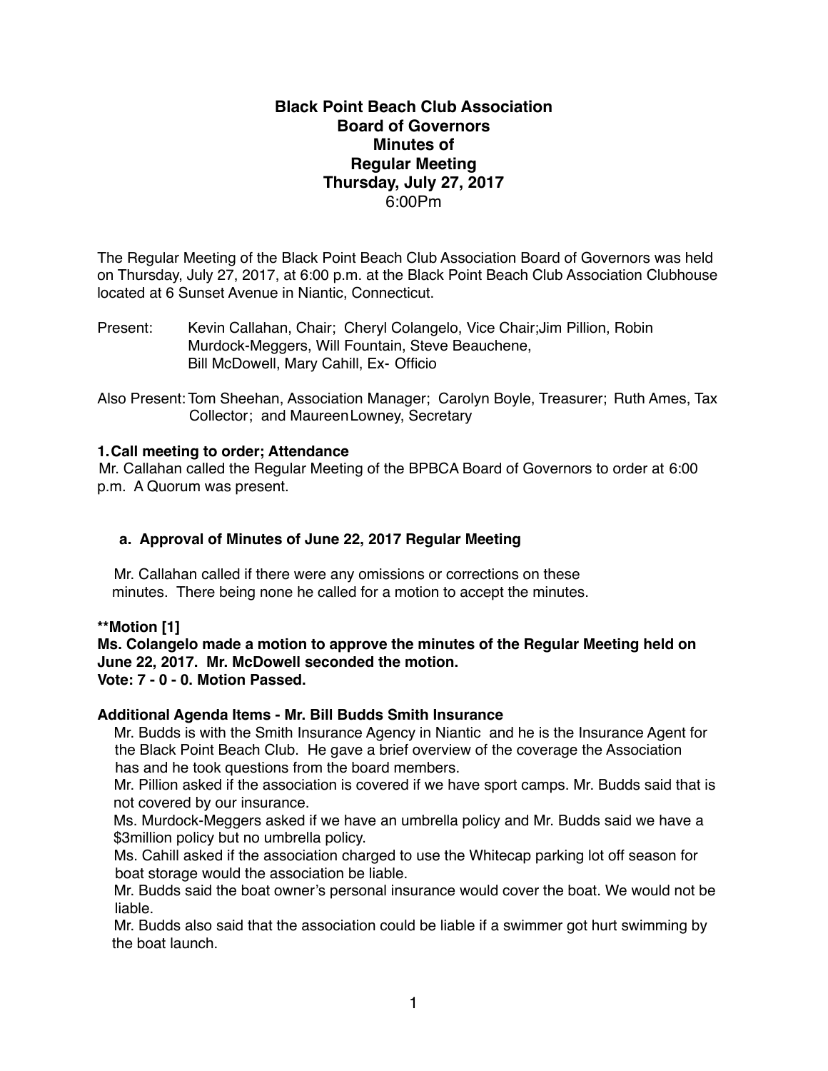# Black Point Beach Club Association
## Board of Governors
## Minutes of
## Regular Meeting
## Thursday, July 27, 2017
6:00Pm

The Regular Meeting of the Black Point Beach Club Association Board of Governors was held on Thursday, July 27, 2017, at 6:00 p.m. at the Black Point Beach Club Association Clubhouse located at 6 Sunset Avenue in Niantic, Connecticut.

Present: Kevin Callahan, Chair; Cheryl Colangelo, Vice Chair;Jim Pillion, Robin Murdock-Meggers, Will Fountain, Steve Beauchene, Bill McDowell, Mary Cahill, Ex- Officio

Also Present: Tom Sheehan, Association Manager; Carolyn Boyle, Treasurer; Ruth Ames, Tax Collector; and MaureenLowney, Secretary

**1. Call meeting to order; Attendance**

Mr. Callahan called the Regular Meeting of the BPBCA Board of Governors to order at 6:00 p.m. A Quorum was present.

**a. Approval of Minutes of June 22, 2017 Regular Meeting**

Mr. Callahan called if there were any omissions or corrections on these minutes. There being none he called for a motion to accept the minutes.

**\*\*Motion [1]**
**Ms. Colangelo made a motion to approve the minutes of the Regular Meeting held on June 22, 2017. Mr. McDowell seconded the motion.**
**Vote: 7 - 0 - 0. Motion Passed.**

**Additional Agenda Items - Mr. Bill Budds Smith Insurance**

Mr. Budds is with the Smith Insurance Agency in Niantic and he is the Insurance Agent for the Black Point Beach Club. He gave a brief overview of the coverage the Association has and he took questions from the board members.

Mr. Pillion asked if the association is covered if we have sport camps. Mr. Budds said that is not covered by our insurance.

Ms. Murdock-Meggers asked if we have an umbrella policy and Mr. Budds said we have a $3million policy but no umbrella policy.

Ms. Cahill asked if the association charged to use the Whitecap parking lot off season for boat storage would the association be liable.

Mr. Budds said the boat owner's personal insurance would cover the boat. We would not be liable.

Mr. Budds also said that the association could be liable if a swimmer got hurt swimming by the boat launch.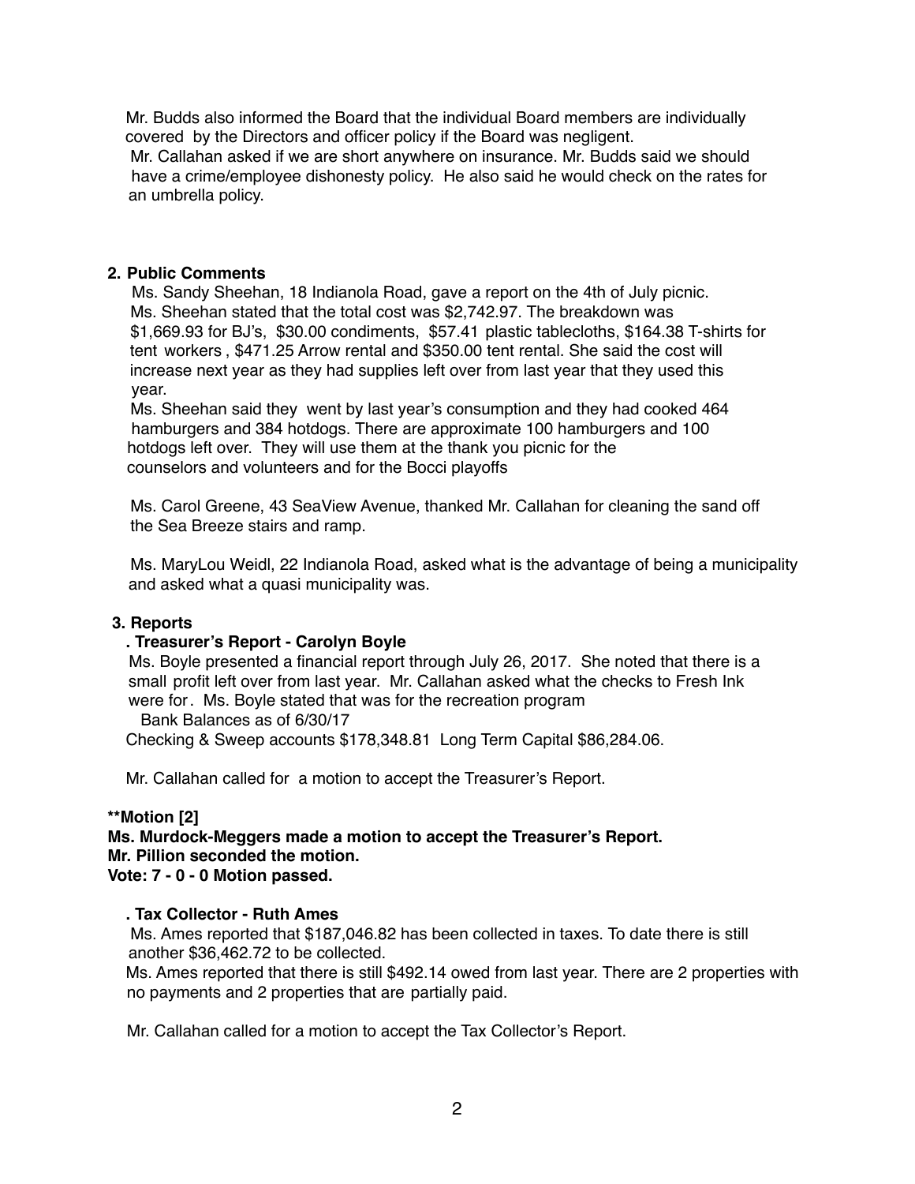Mr. Budds also informed the Board that the individual Board members are individually covered by the Directors and officer policy if the Board was negligent.
Mr. Callahan asked if we are short anywhere on insurance. Mr. Budds said we should have a crime/employee dishonesty policy. He also said he would check on the rates for an umbrella policy.

**2. Public Comments**

Ms. Sandy Sheehan, 18 Indianola Road, gave a report on the 4th of July picnic.
Ms. Sheehan stated that the total cost was $2,742.97. The breakdown was $1,669.93 for BJ's, $30.00 condiments, $57.41 plastic tablecloths, $164.38 T-shirts for tent workers , $471.25 Arrow rental and $350.00 tent rental. She said the cost will increase next year as they had supplies left over from last year that they used this year.
Ms. Sheehan said they went by last year's consumption and they had cooked 464 hamburgers and 384 hotdogs. There are approximate 100 hamburgers and 100 hotdogs left over. They will use them at the thank you picnic for the counselors and volunteers and for the Bocci playoffs

Ms. Carol Greene, 43 SeaView Avenue, thanked Mr. Callahan for cleaning the sand off the Sea Breeze stairs and ramp.

Ms. MaryLou Weidl, 22 Indianola Road, asked what is the advantage of being a municipality and asked what a quasi municipality was.

**3. Reports**

**. Treasurer's Report - Carolyn Boyle**

Ms. Boyle presented a financial report through July 26, 2017. She noted that there is a small profit left over from last year. Mr. Callahan asked what the checks to Fresh Ink were for. Ms. Boyle stated that was for the recreation program

Bank Balances as of 6/30/17

Checking & Sweep accounts $178,348.81 Long Term Capital $86,284.06.

Mr. Callahan called for a motion to accept the Treasurer's Report.

**\*\*Motion [2]**
**Ms. Murdock-Meggers made a motion to accept the Treasurer's Report.**
**Mr. Pillion seconded the motion.**
**Vote: 7 - 0 - 0 Motion passed.**

**. Tax Collector - Ruth Ames**

Ms. Ames reported that $187,046.82 has been collected in taxes. To date there is still another $36,462.72 to be collected.
Ms. Ames reported that there is still $492.14 owed from last year. There are 2 properties with no payments and 2 properties that are partially paid.

Mr. Callahan called for a motion to accept the Tax Collector's Report.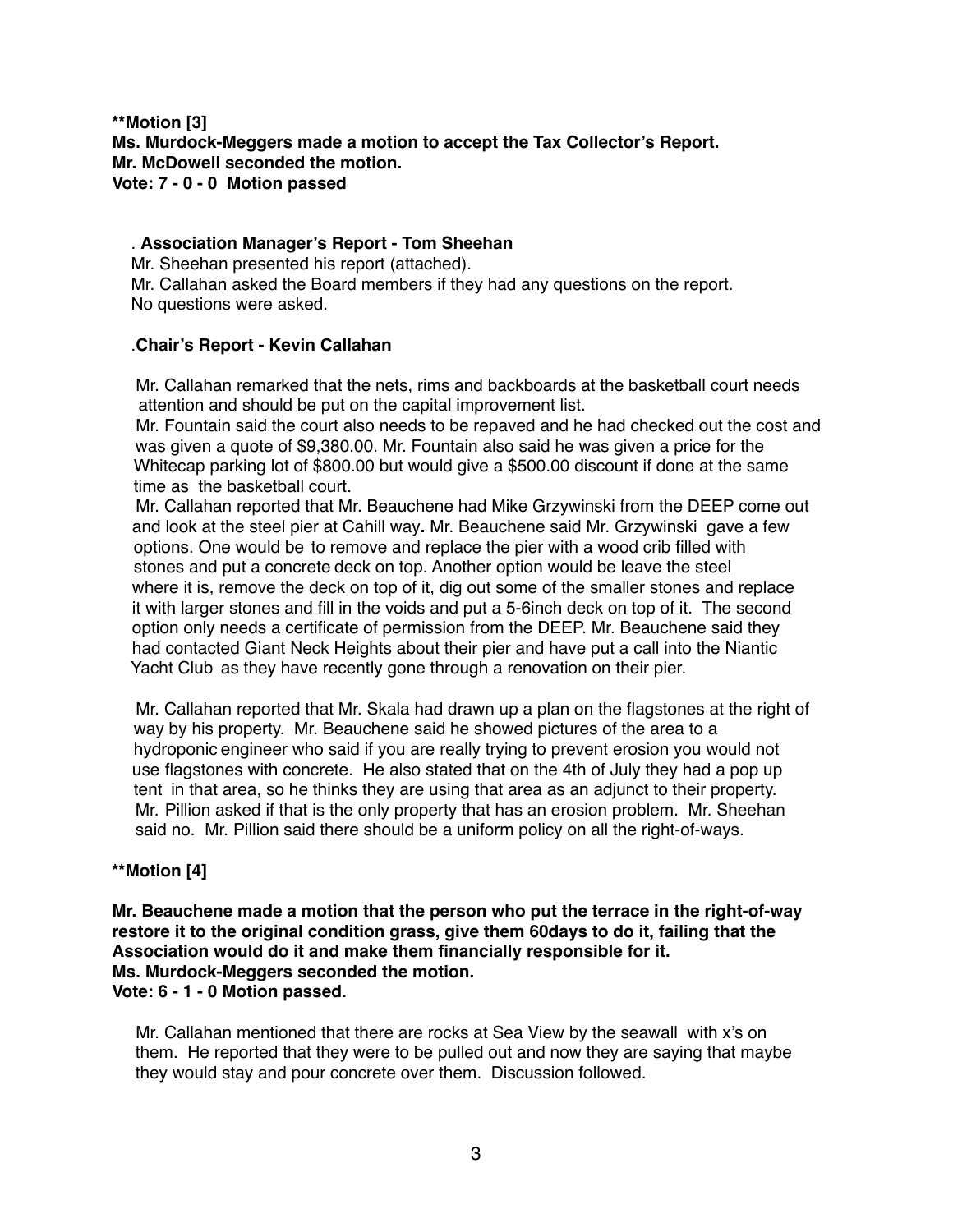**\*\*Motion [3]**
**Ms. Murdock-Meggers made a motion to accept the Tax Collector's Report.**
**Mr. McDowell seconded the motion.**
**Vote: 7 - 0 - 0 Motion passed**

. **Association Manager's Report - Tom Sheehan**

Mr. Sheehan presented his report (attached).
Mr. Callahan asked the Board members if they had any questions on the report.
No questions were asked.

.**Chair's Report - Kevin Callahan**

Mr. Callahan remarked that the nets, rims and backboards at the basketball court needs attention and should be put on the capital improvement list.
Mr. Fountain said the court also needs to be repaved and he had checked out the cost and was given a quote of $9,380.00. Mr. Fountain also said he was given a price for the Whitecap parking lot of $800.00 but would give a $500.00 discount if done at the same time as the basketball court.
Mr. Callahan reported that Mr. Beauchene had Mike Grzywinski from the DEEP come out and look at the steel pier at Cahill way**.** Mr. Beauchene said Mr. Grzywinski gave a few options. One would be to remove and replace the pier with a wood crib filled with stones and put a concrete deck on top. Another option would be leave the steel where it is, remove the deck on top of it, dig out some of the smaller stones and replace it with larger stones and fill in the voids and put a 5-6inch deck on top of it. The second option only needs a certificate of permission from the DEEP. Mr. Beauchene said they had contacted Giant Neck Heights about their pier and have put a call into the Niantic Yacht Club as they have recently gone through a renovation on their pier.

Mr. Callahan reported that Mr. Skala had drawn up a plan on the flagstones at the right of way by his property. Mr. Beauchene said he showed pictures of the area to a hydroponic engineer who said if you are really trying to prevent erosion you would not use flagstones with concrete. He also stated that on the 4th of July they had a pop up tent in that area, so he thinks they are using that area as an adjunct to their property. Mr. Pillion asked if that is the only property that has an erosion problem. Mr. Sheehan said no. Mr. Pillion said there should be a uniform policy on all the right-of-ways.

**\*\*Motion [4]**

**Mr. Beauchene made a motion that the person who put the terrace in the right-of-way restore it to the original condition grass, give them 60days to do it, failing that the Association would do it and make them financially responsible for it.**
**Ms. Murdock-Meggers seconded the motion.**
**Vote: 6 - 1 - 0 Motion passed.**

Mr. Callahan mentioned that there are rocks at Sea View by the seawall with x's on them. He reported that they were to be pulled out and now they are saying that maybe they would stay and pour concrete over them. Discussion followed.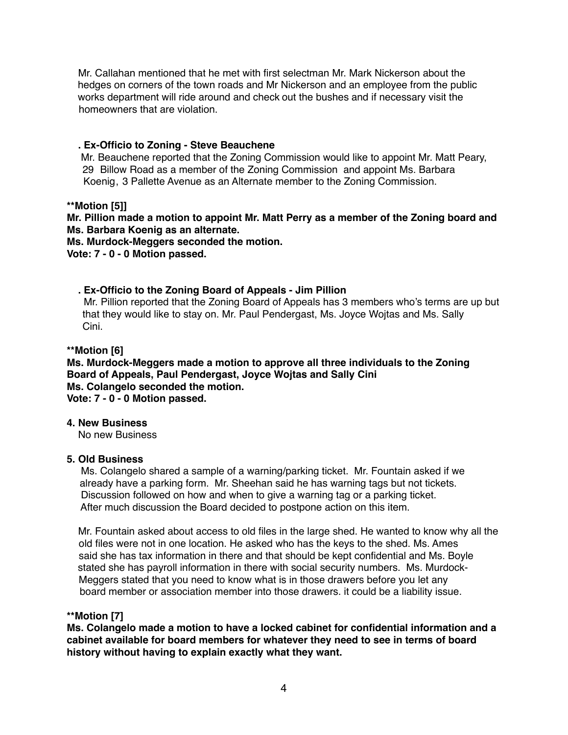Mr. Callahan mentioned that he met with first selectman Mr. Mark Nickerson about the hedges on corners of the town roads and Mr Nickerson and an employee from the public works department will ride around and check out the bushes and if necessary visit the homeowners that are violation.

**. Ex-Officio to Zoning - Steve Beauchene**

Mr. Beauchene reported that the Zoning Commission would like to appoint Mr. Matt Peary, 29 Billow Road as a member of the Zoning Commission and appoint Ms. Barbara Koenig, 3 Pallette Avenue as an Alternate member to the Zoning Commission.

**\*\*Motion [5]]**
**Mr. Pillion made a motion to appoint Mr. Matt Perry as a member of the Zoning board and Ms. Barbara Koenig as an alternate.**
**Ms. Murdock-Meggers seconded the motion.**
**Vote: 7 - 0 - 0 Motion passed.**

**. Ex-Officio to the Zoning Board of Appeals - Jim Pillion**

Mr. Pillion reported that the Zoning Board of Appeals has 3 members who's terms are up but that they would like to stay on. Mr. Paul Pendergast, Ms. Joyce Wojtas and Ms. Sally Cini.

**\*\*Motion [6]**
**Ms. Murdock-Meggers made a motion to approve all three individuals to the Zoning Board of Appeals, Paul Pendergast, Joyce Wojtas and Sally Cini**
**Ms. Colangelo seconded the motion.**
**Vote: 7 - 0 - 0 Motion passed.**

**4. New Business**

No new Business

**5. Old Business**

Ms. Colangelo shared a sample of a warning/parking ticket. Mr. Fountain asked if we already have a parking form. Mr. Sheehan said he has warning tags but not tickets. Discussion followed on how and when to give a warning tag or a parking ticket. After much discussion the Board decided to postpone action on this item.

Mr. Fountain asked about access to old files in the large shed. He wanted to know why all the old files were not in one location. He asked who has the keys to the shed. Ms. Ames said she has tax information in there and that should be kept confidential and Ms. Boyle stated she has payroll information in there with social security numbers. Ms. Murdock-Meggers stated that you need to know what is in those drawers before you let any board member or association member into those drawers. it could be a liability issue.

**\*\*Motion [7]**
**Ms. Colangelo made a motion to have a locked cabinet for confidential information and a cabinet available for board members for whatever they need to see in terms of board history without having to explain exactly what they want.**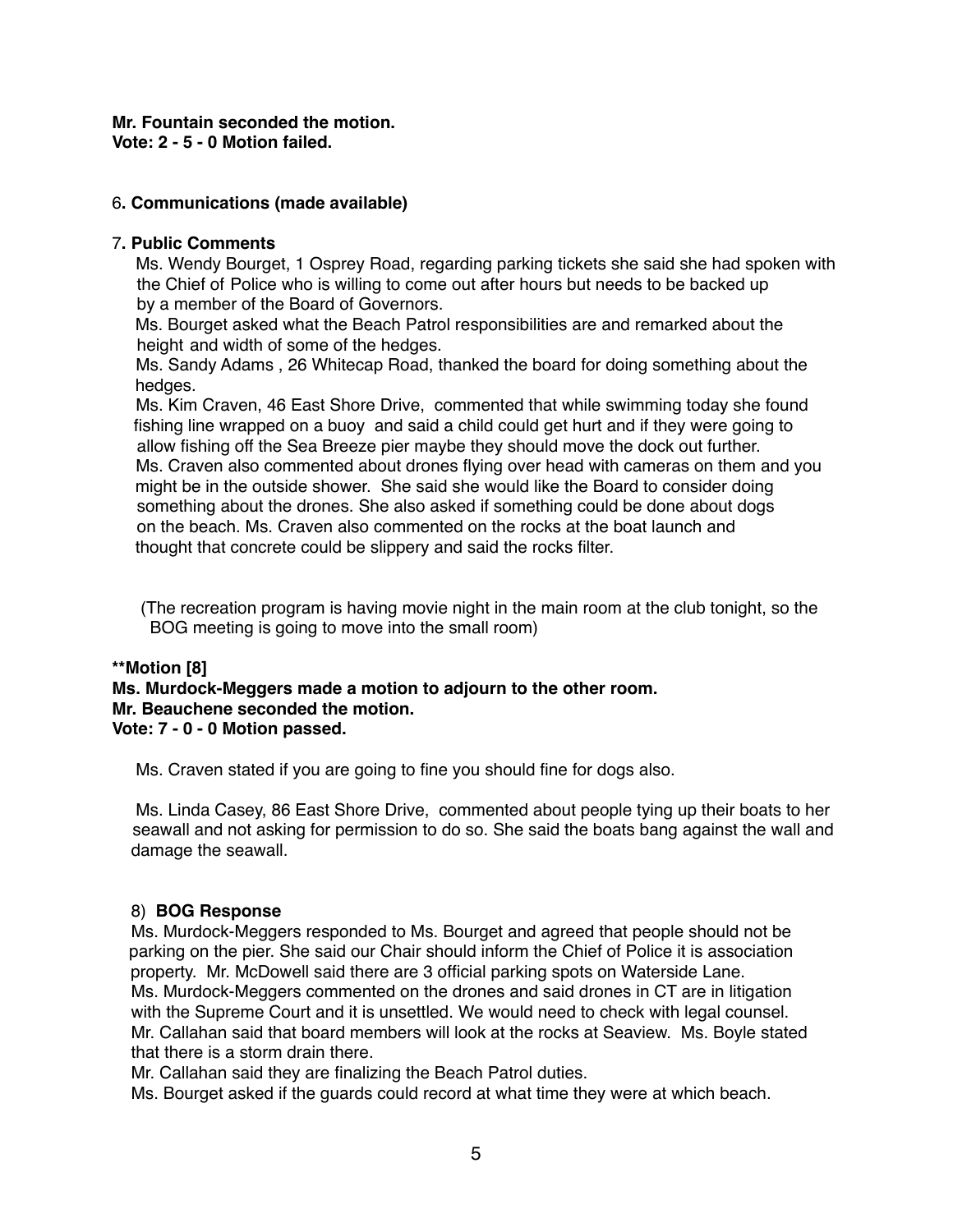**Mr. Fountain seconded the motion.**
**Vote: 2 - 5 - 0 Motion failed.**

6**. Communications (made available)**

7**. Public Comments**

Ms. Wendy Bourget, 1 Osprey Road, regarding parking tickets she said she had spoken with the Chief of Police who is willing to come out after hours but needs to be backed up by a member of the Board of Governors.
Ms. Bourget asked what the Beach Patrol responsibilities are and remarked about the height and width of some of the hedges.
Ms. Sandy Adams , 26 Whitecap Road, thanked the board for doing something about the hedges.
Ms. Kim Craven, 46 East Shore Drive, commented that while swimming today she found fishing line wrapped on a buoy and said a child could get hurt and if they were going to allow fishing off the Sea Breeze pier maybe they should move the dock out further.
Ms. Craven also commented about drones flying over head with cameras on them and you might be in the outside shower. She said she would like the Board to consider doing something about the drones. She also asked if something could be done about dogs on the beach. Ms. Craven also commented on the rocks at the boat launch and thought that concrete could be slippery and said the rocks filter.

(The recreation program is having movie night in the main room at the club tonight, so the BOG meeting is going to move into the small room)

****Motion [8]**
**Ms. Murdock-Meggers made a motion to adjourn to the other room.**
**Mr. Beauchene seconded the motion.**
**Vote: 7 - 0 - 0 Motion passed.**

Ms. Craven stated if you are going to fine you should fine for dogs also.

Ms. Linda Casey, 86 East Shore Drive, commented about people tying up their boats to her seawall and not asking for permission to do so. She said the boats bang against the wall and damage the seawall.

8) **BOG Response**

Ms. Murdock-Meggers responded to Ms. Bourget and agreed that people should not be parking on the pier. She said our Chair should inform the Chief of Police it is association property. Mr. McDowell said there are 3 official parking spots on Waterside Lane.
Ms. Murdock-Meggers commented on the drones and said drones in CT are in litigation with the Supreme Court and it is unsettled. We would need to check with legal counsel.
Mr. Callahan said that board members will look at the rocks at Seaview. Ms. Boyle stated that there is a storm drain there.
Mr. Callahan said they are finalizing the Beach Patrol duties.
Ms. Bourget asked if the guards could record at what time they were at which beach.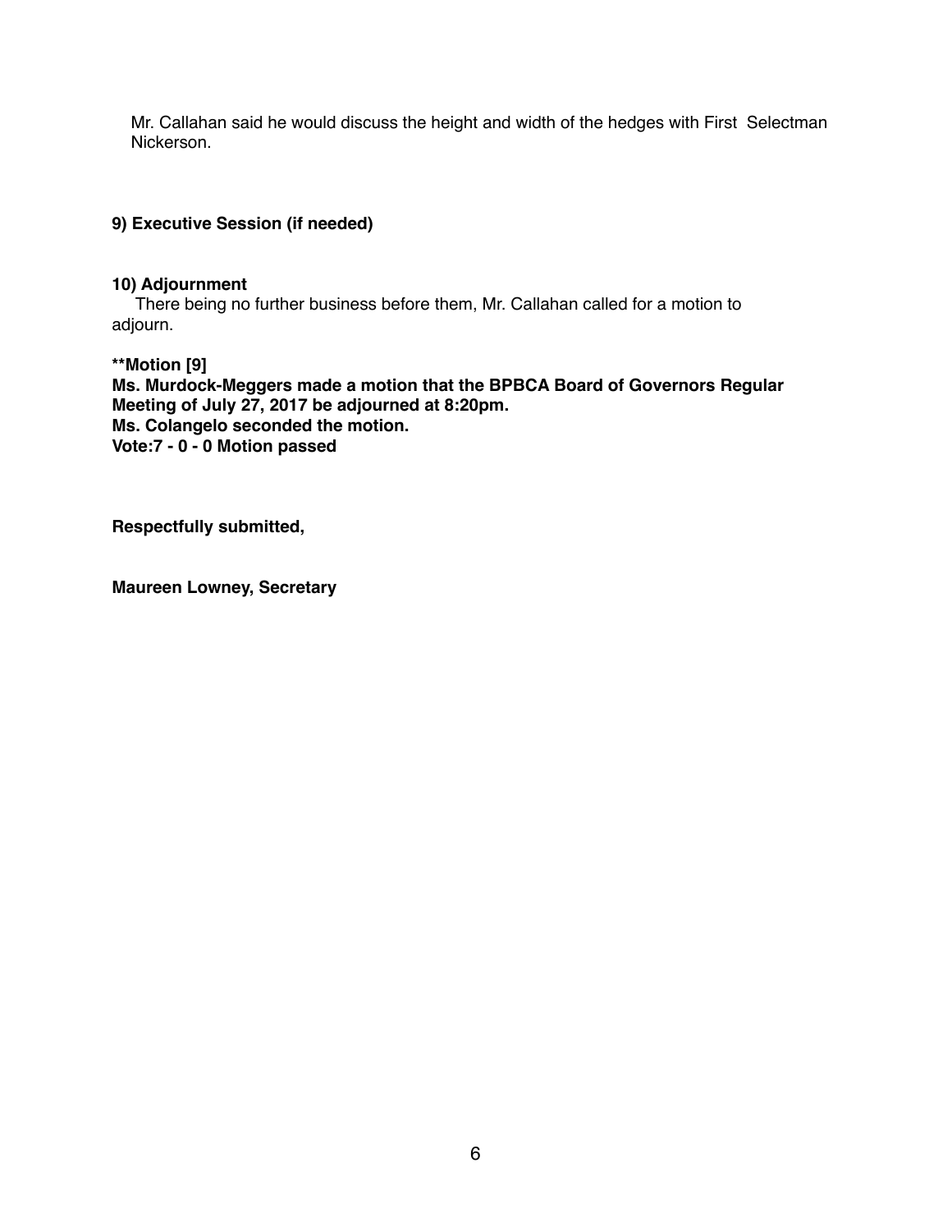Mr. Callahan said he would discuss the height and width of the hedges with First Selectman Nickerson.

**9) Executive Session (if needed)**

**10) Adjournment**

There being no further business before them, Mr. Callahan called for a motion to adjourn.

****Motion [9]**
**Ms. Murdock-Meggers made a motion that the BPBCA Board of Governors Regular Meeting of July 27, 2017 be adjourned at 8:20pm.**
**Ms. Colangelo seconded the motion.**
**Vote:7 - 0 - 0 Motion passed**

**Respectfully submitted,**

**Maureen Lowney, Secretary**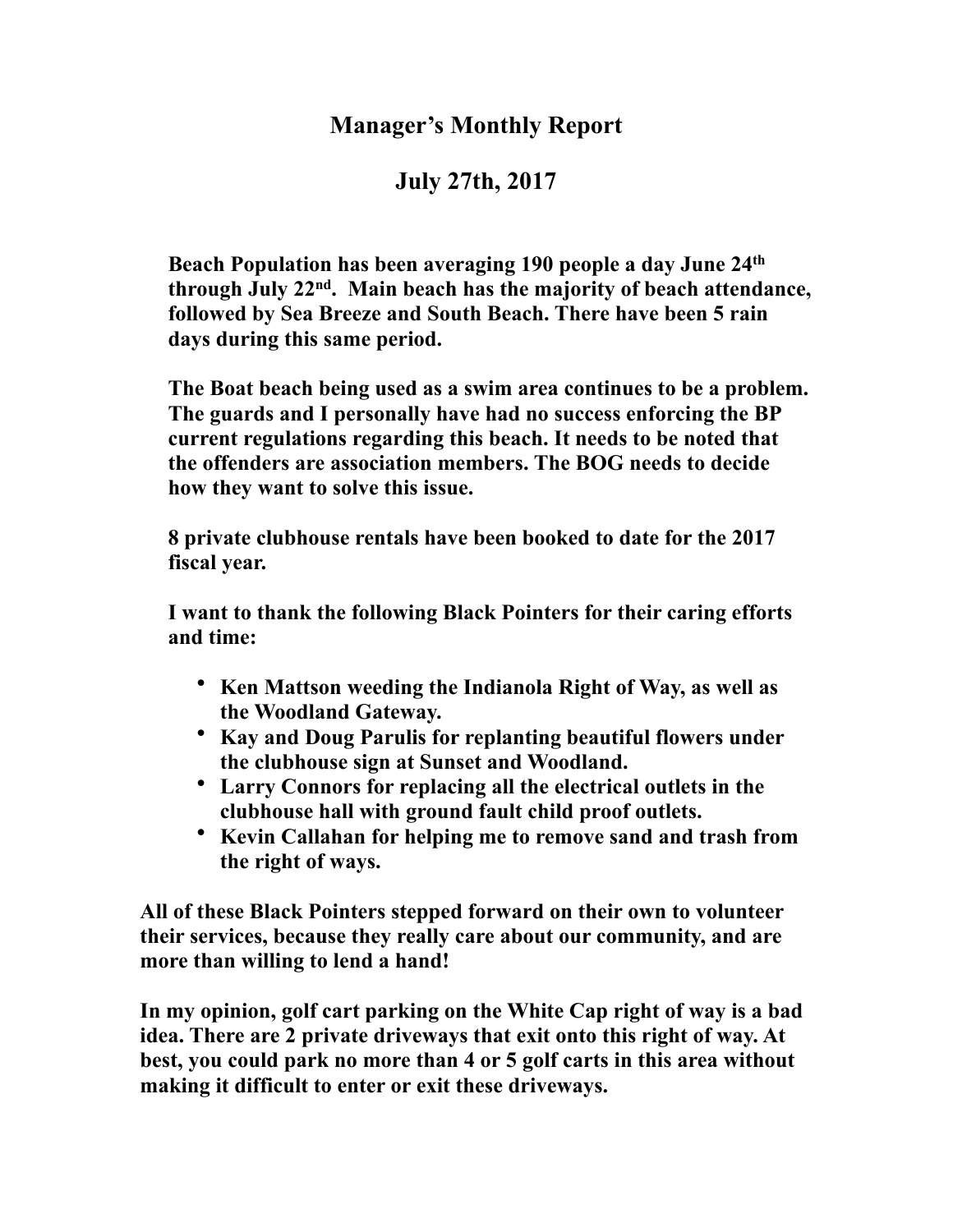# Manager's Monthly Report

## July 27th, 2017

**Beach Population has been averaging 190 people a day June 24th through July 22nd. Main beach has the majority of beach attendance, followed by Sea Breeze and South Beach. There have been 5 rain days during this same period.**

**The Boat beach being used as a swim area continues to be a problem. The guards and I personally have had no success enforcing the BP current regulations regarding this beach. It needs to be noted that the offenders are association members. The BOG needs to decide how they want to solve this issue.**

**8 private clubhouse rentals have been booked to date for the 2017 fiscal year.**

**I want to thank the following Black Pointers for their caring efforts and time:**

- **Ken Mattson weeding the Indianola Right of Way, as well as the Woodland Gateway.**
- **Kay and Doug Parulis for replanting beautiful flowers under the clubhouse sign at Sunset and Woodland.**
- **Larry Connors for replacing all the electrical outlets in the clubhouse hall with ground fault child proof outlets.**
- **Kevin Callahan for helping me to remove sand and trash from the right of ways.**

**All of these Black Pointers stepped forward on their own to volunteer their services, because they really care about our community, and are more than willing to lend a hand!**

**In my opinion, golf cart parking on the White Cap right of way is a bad idea. There are 2 private driveways that exit onto this right of way. At best, you could park no more than 4 or 5 golf carts in this area without making it difficult to enter or exit these driveways.**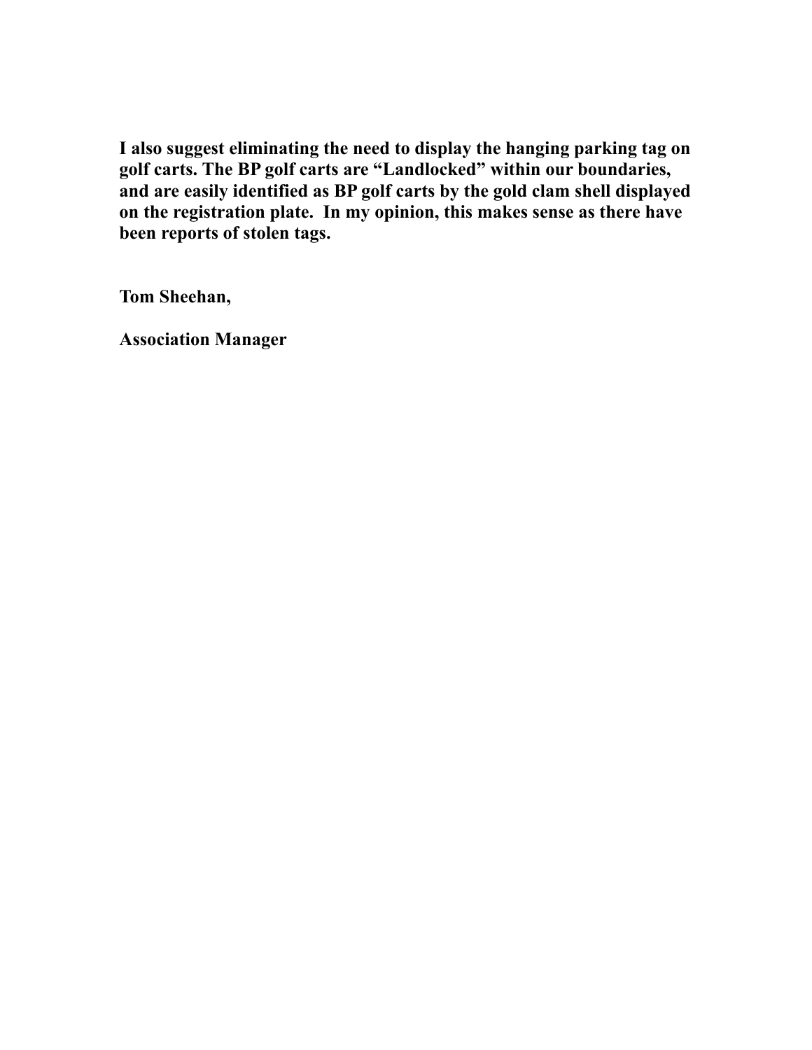**I also suggest eliminating the need to display the hanging parking tag on golf carts. The BP golf carts are "Landlocked" within our boundaries, and are easily identified as BP golf carts by the gold clam shell displayed on the registration plate. In my opinion, this makes sense as there have been reports of stolen tags.**

**Tom Sheehan,**

**Association Manager**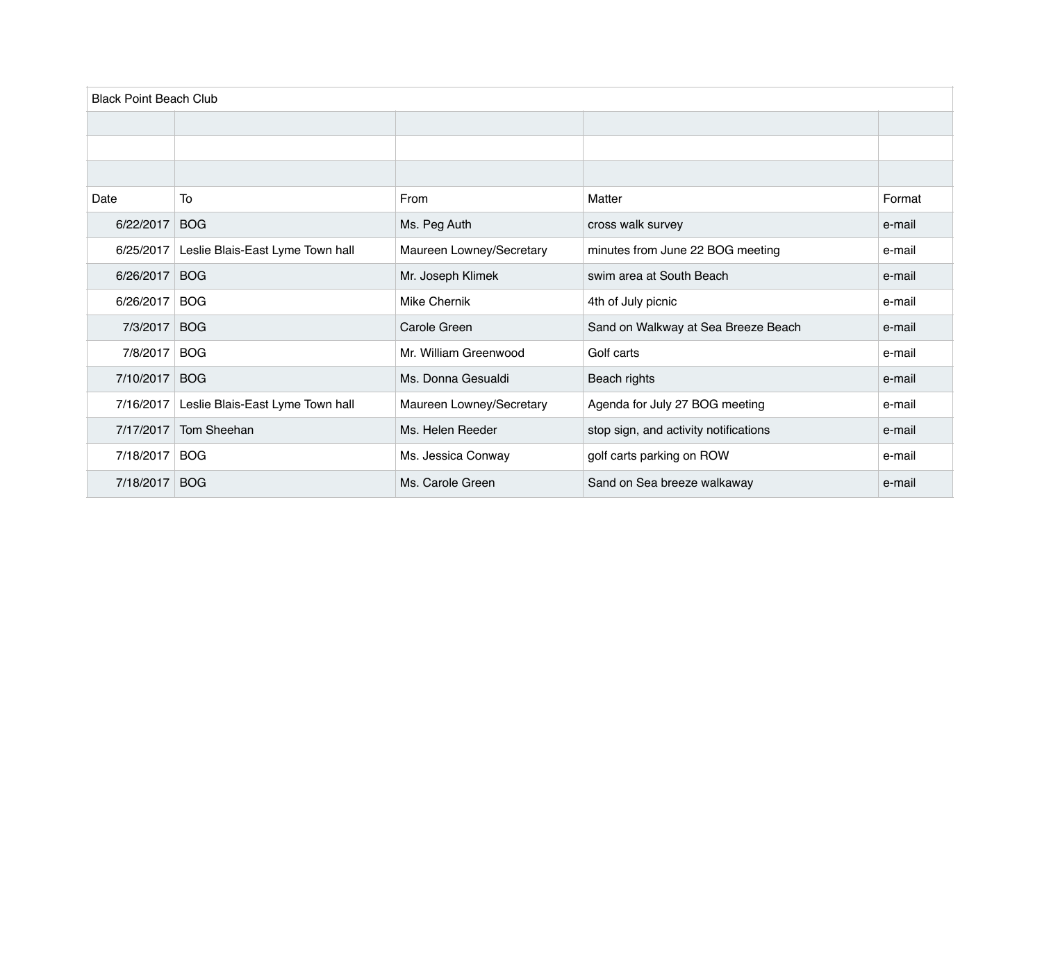Black Point Beach Club

| Date | To | From | Matter | Format |
|---|---|---|---|---|
| 6/22/2017 | BOG | Ms. Peg Auth | cross walk survey | e-mail |
| 6/25/2017 | Leslie Blais-East Lyme Town hall | Maureen Lowney/Secretary | minutes from June 22 BOG meeting | e-mail |
| 6/26/2017 | BOG | Mr. Joseph Klimek | swim area at South Beach | e-mail |
| 6/26/2017 | BOG | Mike Chernik | 4th of July picnic | e-mail |
| 7/3/2017 | BOG | Carole Green | Sand on Walkway at Sea Breeze Beach | e-mail |
| 7/8/2017 | BOG | Mr. William Greenwood | Golf carts | e-mail |
| 7/10/2017 | BOG | Ms. Donna Gesualdi | Beach rights | e-mail |
| 7/16/2017 | Leslie Blais-East Lyme Town hall | Maureen Lowney/Secretary | Agenda for July 27 BOG meeting | e-mail |
| 7/17/2017 | Tom Sheehan | Ms. Helen Reeder | stop sign, and activity notifications | e-mail |
| 7/18/2017 | BOG | Ms. Jessica Conway | golf carts parking on ROW | e-mail |
| 7/18/2017 | BOG | Ms. Carole Green | Sand on Sea breeze walkaway | e-mail |